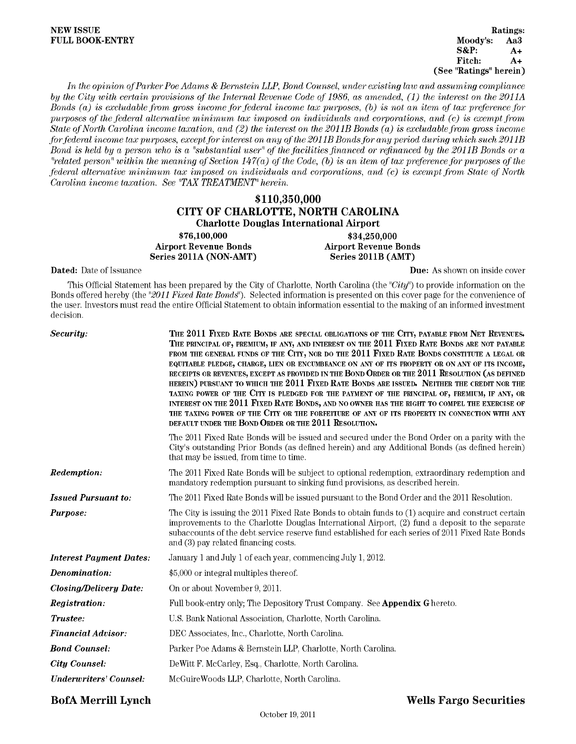**NEW ISSUE**
**FULL BOOK-ENTRY**

**Ratings:**
**Moody's: Aa3**
**S&P: A+**
**Fitch: A+**
**(See "Ratings" herein)**

*In the opinion of Parker Poe Adams & Bernstein LLP, Bond Counsel, under existing law and assuming compliance by the City with certain provisions of the Internal Revenue Code of 1986, as amended, (1) the interest on the 2011A Bonds (a) is excludable from gross income for federal income tax purposes, (b) is not an item of tax preference for purposes of the federal alternative minimum tax imposed on individuals and corporations, and (c) is exempt from State of North Carolina income taxation, and (2) the interest on the 2011B Bonds (a) is excludable from gross income for federal income tax purposes, except for interest on any of the 2011B Bonds for any period during which such 2011B Bond is held by a person who is a "substantial user" of the facilities financed or refinanced by the 2011B Bonds or a "related person" within the meaning of Section 147(a) of the Code, (b) is an item of tax preference for purposes of the federal alternative minimum tax imposed on individuals and corporations, and (c) is exempt from State of North Carolina income taxation. See "TAX TREATMENT" herein.*

# $110,350,000
# CITY OF CHARLOTTE, NORTH CAROLINA
## Charlotte Douglas International Airport

| $76,100,000 | $34,250,000 |
|---|---|
| Airport Revenue Bonds | Airport Revenue Bonds |
| Series 2011A (NON-AMT) | Series 2011B (AMT) |

**Dated:** Date of Issuance **Due:** As shown on inside cover

This Official Statement has been prepared by the City of Charlotte, North Carolina (the "*City*") to provide information on the Bonds offered hereby (the "*2011 Fixed Rate Bonds*"). Selected information is presented on this cover page for the convenience of the user. Investors must read the entire Official Statement to obtain information essential to the making of an informed investment decision.

***Security:*** THE 2011 FIXED RATE BONDS ARE SPECIAL OBLIGATIONS OF THE CITY, PAYABLE FROM NET REVENUES. THE PRINCIPAL OF, PREMIUM, IF ANY, AND INTEREST ON THE 2011 FIXED RATE BONDS ARE NOT PAYABLE FROM THE GENERAL FUNDS OF THE CITY, NOR DO THE 2011 FIXED RATE BONDS CONSTITUTE A LEGAL OR EQUITABLE PLEDGE, CHARGE, LIEN OR ENCUMBRANCE ON ANY OF ITS PROPERTY OR ON ANY OF ITS INCOME, RECEIPTS OR REVENUES, EXCEPT AS PROVIDED IN THE BOND ORDER OR THE 2011 RESOLUTION (AS DEFINED HEREIN) PURSUANT TO WHICH THE 2011 FIXED RATE BONDS ARE ISSUED. NEITHER THE CREDIT NOR THE TAXING POWER OF THE CITY IS PLEDGED FOR THE PAYMENT OF THE PRINCIPAL OF, PREMIUM, IF ANY, OR INTEREST ON THE 2011 FIXED RATE BONDS, AND NO OWNER HAS THE RIGHT TO COMPEL THE EXERCISE OF THE TAXING POWER OF THE CITY OR THE FORFEITURE OF ANY OF ITS PROPERTY IN CONNECTION WITH ANY DEFAULT UNDER THE BOND ORDER OR THE 2011 RESOLUTION.

The 2011 Fixed Rate Bonds will be issued and secured under the Bond Order on a parity with the City's outstanding Prior Bonds (as defined herein) and any Additional Bonds (as defined herein) that may be issued, from time to time.

***Redemption:*** The 2011 Fixed Rate Bonds will be subject to optional redemption, extraordinary redemption and mandatory redemption pursuant to sinking fund provisions, as described herein.

***Issued Pursuant to:*** The 2011 Fixed Rate Bonds will be issued pursuant to the Bond Order and the 2011 Resolution.

***Purpose:*** The City is issuing the 2011 Fixed Rate Bonds to obtain funds to (1) acquire and construct certain improvements to the Charlotte Douglas International Airport, (2) fund a deposit to the separate subaccounts of the debt service reserve fund established for each series of 2011 Fixed Rate Bonds and (3) pay related financing costs.

***Interest Payment Dates:*** January 1 and July 1 of each year, commencing July 1, 2012.

***Denomination:*** $5,000 or integral multiples thereof.

***Closing/Delivery Date:*** On or about November 9, 2011.

***Registration:*** Full book-entry only; The Depository Trust Company. See **Appendix G** hereto.

***Trustee:*** U.S. Bank National Association, Charlotte, North Carolina.

***Financial Advisor:*** DEC Associates, Inc., Charlotte, North Carolina.

***Bond Counsel:*** Parker Poe Adams & Bernstein LLP, Charlotte, North Carolina.

***City Counsel:*** DeWitt F. McCarley, Esq., Charlotte, North Carolina.

***Underwriters' Counsel:*** McGuireWoods LLP, Charlotte, North Carolina.

**BofA Merrill Lynch** **Wells Fargo Securities**

October 19, 2011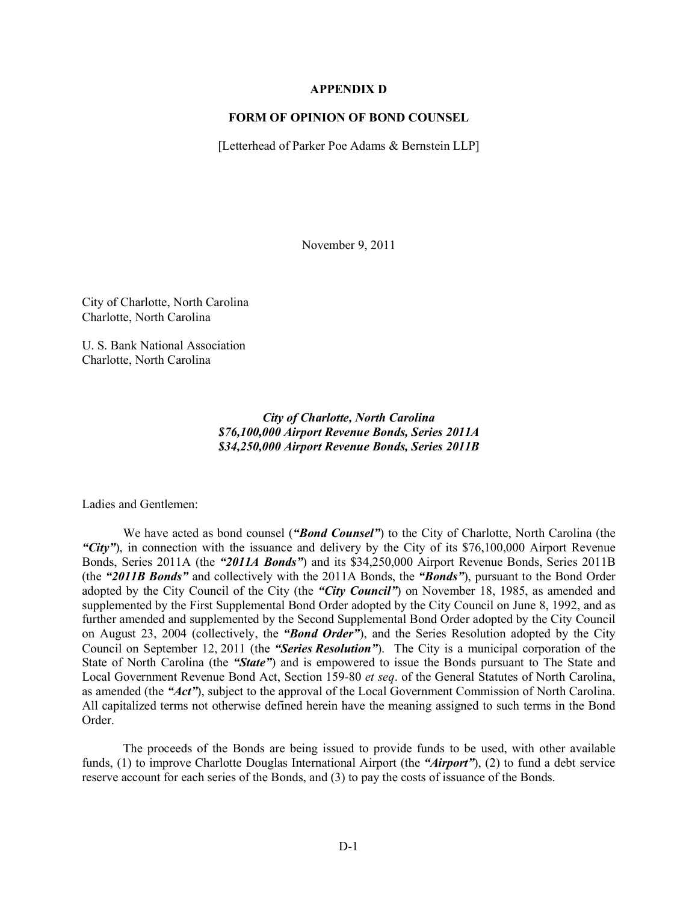## APPENDIX D

## FORM OF OPINION OF BOND COUNSEL

[Letterhead of Parker Poe Adams & Bernstein LLP]

November 9, 2011

City of Charlotte, North Carolina
Charlotte, North Carolina

U. S. Bank National Association
Charlotte, North Carolina

***City of Charlotte, North Carolina***
***$76,100,000 Airport Revenue Bonds, Series 2011A***
***$34,250,000 Airport Revenue Bonds, Series 2011B***

Ladies and Gentlemen:

We have acted as bond counsel (***"Bond Counsel"***) to the City of Charlotte, North Carolina (the ***"City"***), in connection with the issuance and delivery by the City of its $76,100,000 Airport Revenue Bonds, Series 2011A (the ***"2011A Bonds"***) and its $34,250,000 Airport Revenue Bonds, Series 2011B (the ***"2011B Bonds"*** and collectively with the 2011A Bonds, the ***"Bonds"***), pursuant to the Bond Order adopted by the City Council of the City (the ***"City Council"***) on November 18, 1985, as amended and supplemented by the First Supplemental Bond Order adopted by the City Council on June 8, 1992, and as further amended and supplemented by the Second Supplemental Bond Order adopted by the City Council on August 23, 2004 (collectively, the ***"Bond Order"***), and the Series Resolution adopted by the City Council on September 12, 2011 (the ***"Series Resolution"***). The City is a municipal corporation of the State of North Carolina (the ***"State"***) and is empowered to issue the Bonds pursuant to The State and Local Government Revenue Bond Act, Section 159-80 *et seq*. of the General Statutes of North Carolina, as amended (the ***"Act"***), subject to the approval of the Local Government Commission of North Carolina. All capitalized terms not otherwise defined herein have the meaning assigned to such terms in the Bond Order.

The proceeds of the Bonds are being issued to provide funds to be used, with other available funds, (1) to improve Charlotte Douglas International Airport (the ***"Airport"***), (2) to fund a debt service reserve account for each series of the Bonds, and (3) to pay the costs of issuance of the Bonds.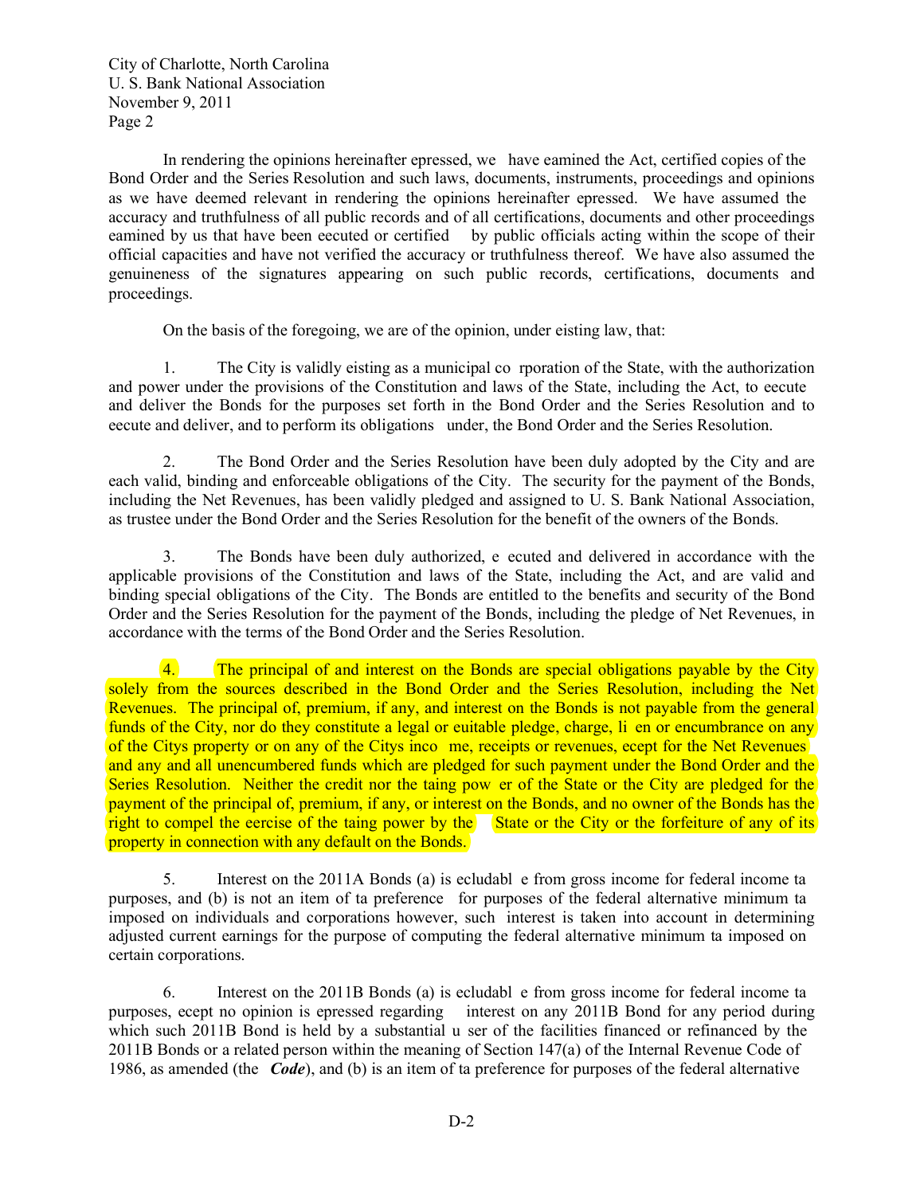In rendering the opinions hereinafter epressed, we have eamined the Act, certified copies of the Bond Order and the Series Resolution and such laws, documents, instruments, proceedings and opinions as we have deemed relevant in rendering the opinions hereinafter epressed. We have assumed the accuracy and truthfulness of all public records and of all certifications, documents and other proceedings eamined by us that have been eecuted or certified by public officials acting within the scope of their official capacities and have not verified the accuracy or truthfulness thereof. We have also assumed the genuineness of the signatures appearing on such public records, certifications, documents and proceedings.

On the basis of the foregoing, we are of the opinion, under eisting law, that:

1. The City is validly eisting as a municipal co rporation of the State, with the authorization and power under the provisions of the Constitution and laws of the State, including the Act, to eecute and deliver the Bonds for the purposes set forth in the Bond Order and the Series Resolution and to eecute and deliver, and to perform its obligations under, the Bond Order and the Series Resolution.

2. The Bond Order and the Series Resolution have been duly adopted by the City and are each valid, binding and enforceable obligations of the City. The security for the payment of the Bonds, including the Net Revenues, has been validly pledged and assigned to U. S. Bank National Association, as trustee under the Bond Order and the Series Resolution for the benefit of the owners of the Bonds.

3. The Bonds have been duly authorized, e ecuted and delivered in accordance with the applicable provisions of the Constitution and laws of the State, including the Act, and are valid and binding special obligations of the City. The Bonds are entitled to the benefits and security of the Bond Order and the Series Resolution for the payment of the Bonds, including the pledge of Net Revenues, in accordance with the terms of the Bond Order and the Series Resolution.

4. The principal of and interest on the Bonds are special obligations payable by the City solely from the sources described in the Bond Order and the Series Resolution, including the Net Revenues. The principal of, premium, if any, and interest on the Bonds is not payable from the general funds of the City, nor do they constitute a legal or euitable pledge, charge, li en or encumbrance on any of the Citys property or on any of the Citys inco me, receipts or revenues, ecept for the Net Revenues and any and all unencumbered funds which are pledged for such payment under the Bond Order and the Series Resolution. Neither the credit nor the taing pow er of the State or the City are pledged for the payment of the principal of, premium, if any, or interest on the Bonds, and no owner of the Bonds has the right to compel the eercise of the taing power by the State or the City or the forfeiture of any of its property in connection with any default on the Bonds.

5. Interest on the 2011A Bonds (a) is ecludabl e from gross income for federal income ta purposes, and (b) is not an item of ta preference for purposes of the federal alternative minimum ta imposed on individuals and corporations however, such interest is taken into account in determining adjusted current earnings for the purpose of computing the federal alternative minimum ta imposed on certain corporations.

6. Interest on the 2011B Bonds (a) is ecludabl e from gross income for federal income ta purposes, ecept no opinion is epressed regarding interest on any 2011B Bond for any period during which such 2011B Bond is held by a substantial u ser of the facilities financed or refinanced by the 2011B Bonds or a related person within the meaning of Section 147(a) of the Internal Revenue Code of 1986, as amended (the ***Code***), and (b) is an item of ta preference for purposes of the federal alternative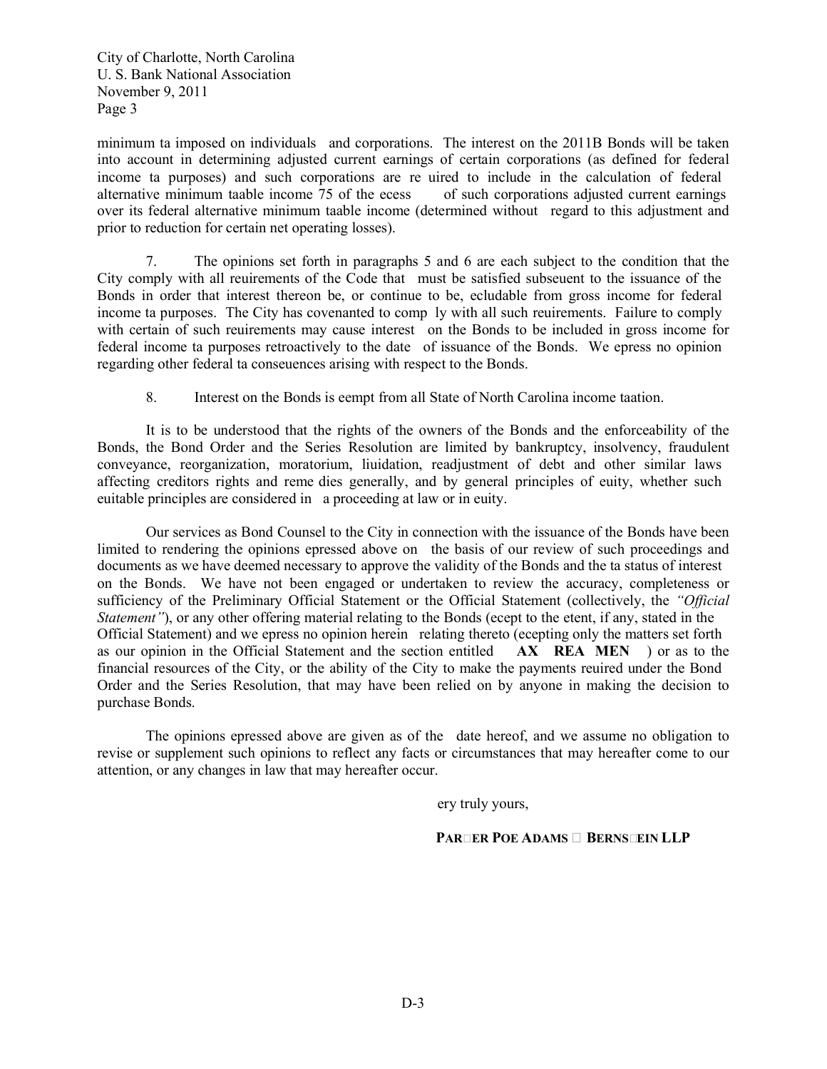minimum ta imposed on individuals and corporations. The interest on the 2011B Bonds will be taken into account in determining adjusted current earnings of certain corporations (as defined for federal income ta purposes) and such corporations are re uired to include in the calculation of federal alternative minimum taable income 75 of the ecess of such corporations adjusted current earnings over its federal alternative minimum taable income (determined without regard to this adjustment and prior to reduction for certain net operating losses).

7. The opinions set forth in paragraphs 5 and 6 are each subject to the condition that the City comply with all reuirements of the Code that must be satisfied subseuent to the issuance of the Bonds in order that interest thereon be, or continue to be, ecludable from gross income for federal income ta purposes. The City has covenanted to comp ly with all such reuirements. Failure to comply with certain of such reuirements may cause interest on the Bonds to be included in gross income for federal income ta purposes retroactively to the date of issuance of the Bonds. We epress no opinion regarding other federal ta conseuences arising with respect to the Bonds.

8. Interest on the Bonds is eempt from all State of North Carolina income taation.

It is to be understood that the rights of the owners of the Bonds and the enforceability of the Bonds, the Bond Order and the Series Resolution are limited by bankruptcy, insolvency, fraudulent conveyance, reorganization, moratorium, liuidation, readjustment of debt and other similar laws affecting creditors rights and reme dies generally, and by general principles of euity, whether such euitable principles are considered in a proceeding at law or in euity.

Our services as Bond Counsel to the City in connection with the issuance of the Bonds have been limited to rendering the opinions epressed above on the basis of our review of such proceedings and documents as we have deemed necessary to approve the validity of the Bonds and the ta status of interest on the Bonds. We have not been engaged or undertaken to review the accuracy, completeness or sufficiency of the Preliminary Official Statement or the Official Statement (collectively, the *"Official Statement"*), or any other offering material relating to the Bonds (ecept to the etent, if any, stated in the Official Statement) and we epress no opinion herein relating thereto (ecepting only the matters set forth as our opinion in the Official Statement and the section entitled **AX REA MEN** ) or as to the financial resources of the City, or the ability of the City to make the payments reuired under the Bond Order and the Series Resolution, that may have been relied on by anyone in making the decision to purchase Bonds.

The opinions epressed above are given as of the date hereof, and we assume no obligation to revise or supplement such opinions to reflect any facts or circumstances that may hereafter come to our attention, or any changes in law that may hereafter occur.

ery truly yours,

**PAR□ER POE ADAMS □ BERNS□EIN LLP**